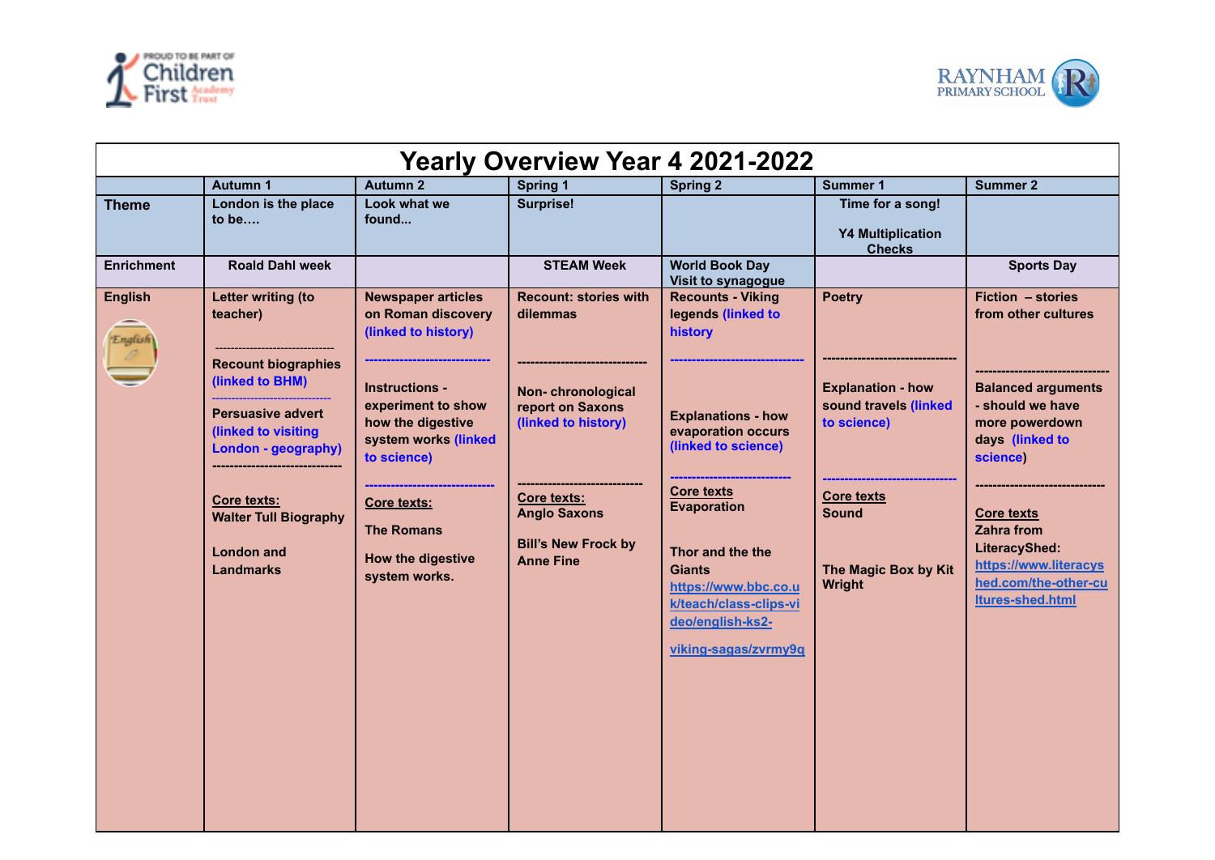# Yearly Overview Year 4 2021-2022

| | Autumn 1 | Autumn 2 | Spring 1 | Spring 2 | Summer 1 | Summer 2 |
|---|---|---|---|---|---|---|
| **Theme** | London is the place to be…. | Look what we found… | Surprise! | | Time for a song!<br><br>Y4 Multiplication Checks | |
| **Enrichment** | Roald Dahl week | | STEAM Week | World Book Day<br>Visit to synagogue | | Sports Day |
| **English** | Letter writing (to teacher)<br>------------------------------<br>Recount biographies (linked to BHM)<br>------------------------------<br>Persuasive advert (linked to visiting London - geography)<br>------------------------------<br>Core texts:<br>Walter Tull Biography<br><br>London and Landmarks | Newspaper articles on Roman discovery (linked to history)<br>------------------------------<br>Instructions - experiment to show how the digestive system works (linked to science)<br>------------------------------<br>Core texts:<br>The Romans<br><br>How the digestive system works. | Recount: stories with dilemmas<br>------------------------------<br>Non- chronological report on Saxons (linked to history)<br>------------------------------<br>Core texts:<br>Anglo Saxons<br><br>Bill's New Frock by Anne Fine | Recounts - Viking legends (linked to history<br>------------------------------<br>Explanations - how evaporation occurs (linked to science)<br>------------------------------<br>Core texts<br>Evaporation<br><br>Thor and the the Giants<br>https://www.bbc.co.uk/teach/class-clips-video/english-ks2-viking-sagas/zvrmy9q | Poetry<br>------------------------------<br>Explanation - how sound travels (linked to science)<br>------------------------------<br>Core texts<br>Sound<br><br>The Magic Box by Kit Wright | Fiction – stories from other cultures<br>------------------------------<br>Balanced arguments - should we have more powerdown days (linked to science)<br>------------------------------<br>Core texts<br>Zahra from LiteracyShed:<br>https://www.literacyshed.com/the-other-cultures-shed.html |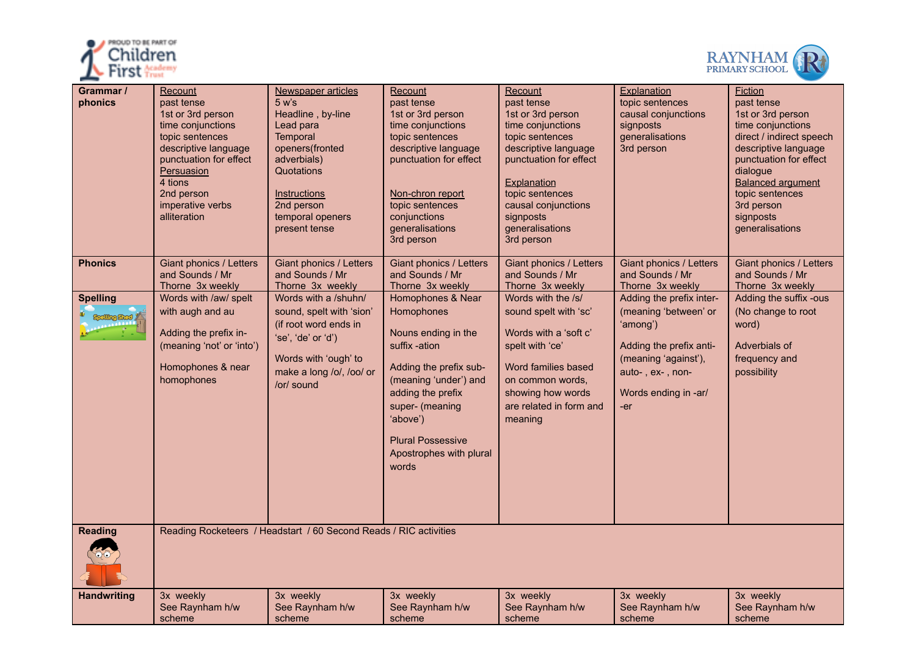| Grammar / phonics | <u>Recount</u> past tense 1st or 3rd person time conjunctions topic sentences descriptive language punctuation for effect <u>Persuasion</u> 4 tions 2nd person imperative verbs alliteration | <u>Newspaper articles</u> 5 w's Headline , by-line Lead para Temporal openers(fronted adverbials) Quotations <u>Instructions</u> 2nd person temporal openers present tense | <u>Recount</u> past tense 1st or 3rd person time conjunctions topic sentences descriptive language punctuation for effect <u>Non-chron report</u> topic sentences conjunctions generalisations 3rd person | <u>Recount</u> past tense 1st or 3rd person time conjunctions topic sentences descriptive language punctuation for effect <u>Explanation</u> topic sentences causal conjunctions signposts generalisations 3rd person | <u>Explanation</u> topic sentences causal conjunctions signposts generalisations 3rd person | <u>Fiction</u> past tense 1st or 3rd person time conjunctions direct / indirect speech descriptive language punctuation for effect dialogue <u>Balanced argument</u> topic sentences 3rd person signposts generalisations |
|---|---|---|---|---|---|---|
| **Phonics** | Giant phonics / Letters and Sounds / Mr Thorne 3x weekly | Giant phonics / Letters and Sounds / Mr Thorne 3x weekly | Giant phonics / Letters and Sounds / Mr Thorne 3x weekly | Giant phonics / Letters and Sounds / Mr Thorne 3x weekly | Giant phonics / Letters and Sounds / Mr Thorne 3x weekly | Giant phonics / Letters and Sounds / Mr Thorne 3x weekly |
| **Spelling** | Words with /aw/ spelt with augh and au<br><br>Adding the prefix in- (meaning 'not' or 'into')<br><br>Homophones & near homophones | Words with a /shuhn/ sound, spelt with 'sion' (if root word ends in 'se', 'de' or 'd')<br><br>Words with 'ough' to make a long /o/, /oo/ or /or/ sound | Homophones & Near Homophones<br><br>Nouns ending in the suffix -ation<br><br>Adding the prefix sub- (meaning 'under') and adding the prefix super- (meaning 'above')<br><br>Plural Possessive Apostrophes with plural words | Words with the /s/ sound spelt with 'sc'<br><br>Words with a 'soft c' spelt with 'ce'<br><br>Word families based on common words, showing how words are related in form and meaning | Adding the prefix inter- (meaning 'between' or 'among')<br><br>Adding the prefix anti- (meaning 'against'), auto- , ex- , non-<br><br>Words ending in -ar/ -er | Adding the suffix -ous (No change to root word)<br><br>Adverbials of frequency and possibility |
| **Reading** | Reading Rocketeers / Headstart / 60 Second Reads / RIC activities | | | | | |
| **Handwriting** | 3x weekly See Raynham h/w scheme | 3x weekly See Raynham h/w scheme | 3x weekly See Raynham h/w scheme | 3x weekly See Raynham h/w scheme | 3x weekly See Raynham h/w scheme | 3x weekly See Raynham h/w scheme |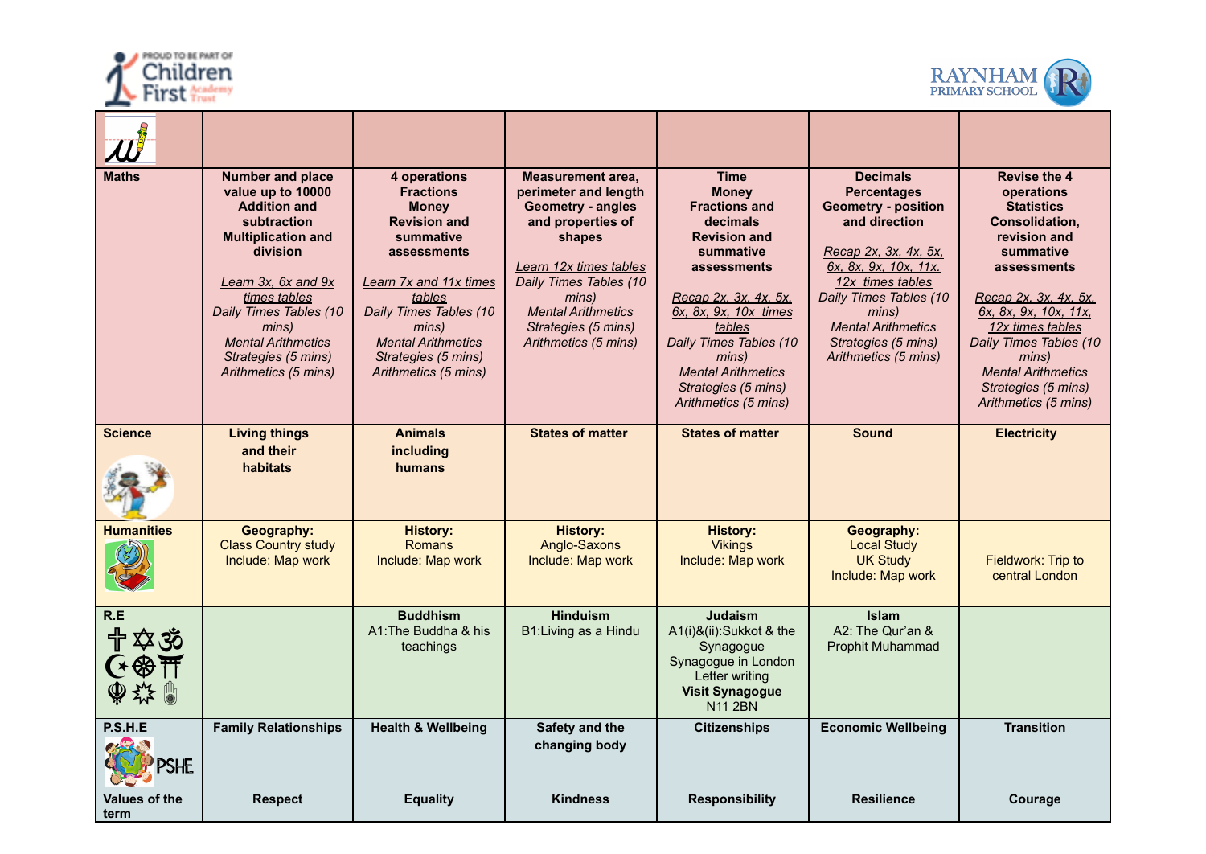| | | | | | | |
|---|---|---|---|---|---|---|
| **Maths** | **Number and place value up to 10000**<br>**Addition and subtraction**<br>**Multiplication and division**<br><br>*Learn 3x, 6x and 9x times tables*<br>*Daily Times Tables (10 mins)*<br>*Mental Arithmetics Strategies (5 mins)*<br>*Arithmetics (5 mins)* | **4 operations**<br>**Fractions**<br>**Money**<br>**Revision and summative assessments**<br><br>*Learn 7x and 11x times tables*<br>*Daily Times Tables (10 mins)*<br>*Mental Arithmetics Strategies (5 mins)*<br>*Arithmetics (5 mins)* | **Measurement area, perimeter and length**<br>**Geometry - angles and properties of shapes**<br><br>*Learn 12x times tables*<br>*Daily Times Tables (10 mins)*<br>*Mental Arithmetics Strategies (5 mins)*<br>*Arithmetics (5 mins)* | **Time**<br>**Money**<br>**Fractions and decimals**<br>**Revision and summative assessments**<br><br>*Recap 2x, 3x, 4x, 5x, 6x, 8x, 9x, 10x times tables*<br>*Daily Times Tables (10 mins)*<br>*Mental Arithmetics Strategies (5 mins)*<br>*Arithmetics (5 mins)* | **Decimals**<br>**Percentages**<br>**Geometry - position and direction**<br><br>*Recap 2x, 3x, 4x, 5x, 6x, 8x, 9x, 10x, 11x, 12x times tables*<br>*Daily Times Tables (10 mins)*<br>*Mental Arithmetics Strategies (5 mins)*<br>*Arithmetics (5 mins)* | **Revise the 4 operations**<br>**Statistics**<br>**Consolidation, revision and summative assessments**<br><br>*Recap 2x, 3x, 4x, 5x, 6x, 8x, 9x, 10x, 11x, 12x times tables*<br>*Daily Times Tables (10 mins)*<br>*Mental Arithmetics Strategies (5 mins)*<br>*Arithmetics (5 mins)* |
| **Science** | **Living things and their habitats** | **Animals including humans** | **States of matter** | **States of matter** | **Sound** | **Electricity** |
| **Humanities** | **Geography:**<br>Class Country study<br>Include: Map work | **History:**<br>Romans<br>Include: Map work | **History:**<br>Anglo-Saxons<br>Include: Map work | **History:**<br>Vikings<br>Include: Map work | **Geography:**<br>Local Study<br>UK Study<br>Include: Map work | Fieldwork: Trip to central London |
| **R.E** | | **Buddhism**<br>A1:The Buddha & his teachings | **Hinduism**<br>B1:Living as a Hindu | **Judaism**<br>A1(i)&(ii):Sukkot & the Synagogue<br>Synagogue in London<br>Letter writing<br>**Visit Synagogue**<br>N11 2BN | **Islam**<br>A2: The Qur'an & Prophit Muhammad | |
| **P.S.H.E** | **Family Relationships** | **Health & Wellbeing** | **Safety and the changing body** | **Citizenships** | **Economic Wellbeing** | **Transition** |
| **Values of the term** | **Respect** | **Equality** | **Kindness** | **Responsibility** | **Resilience** | **Courage** |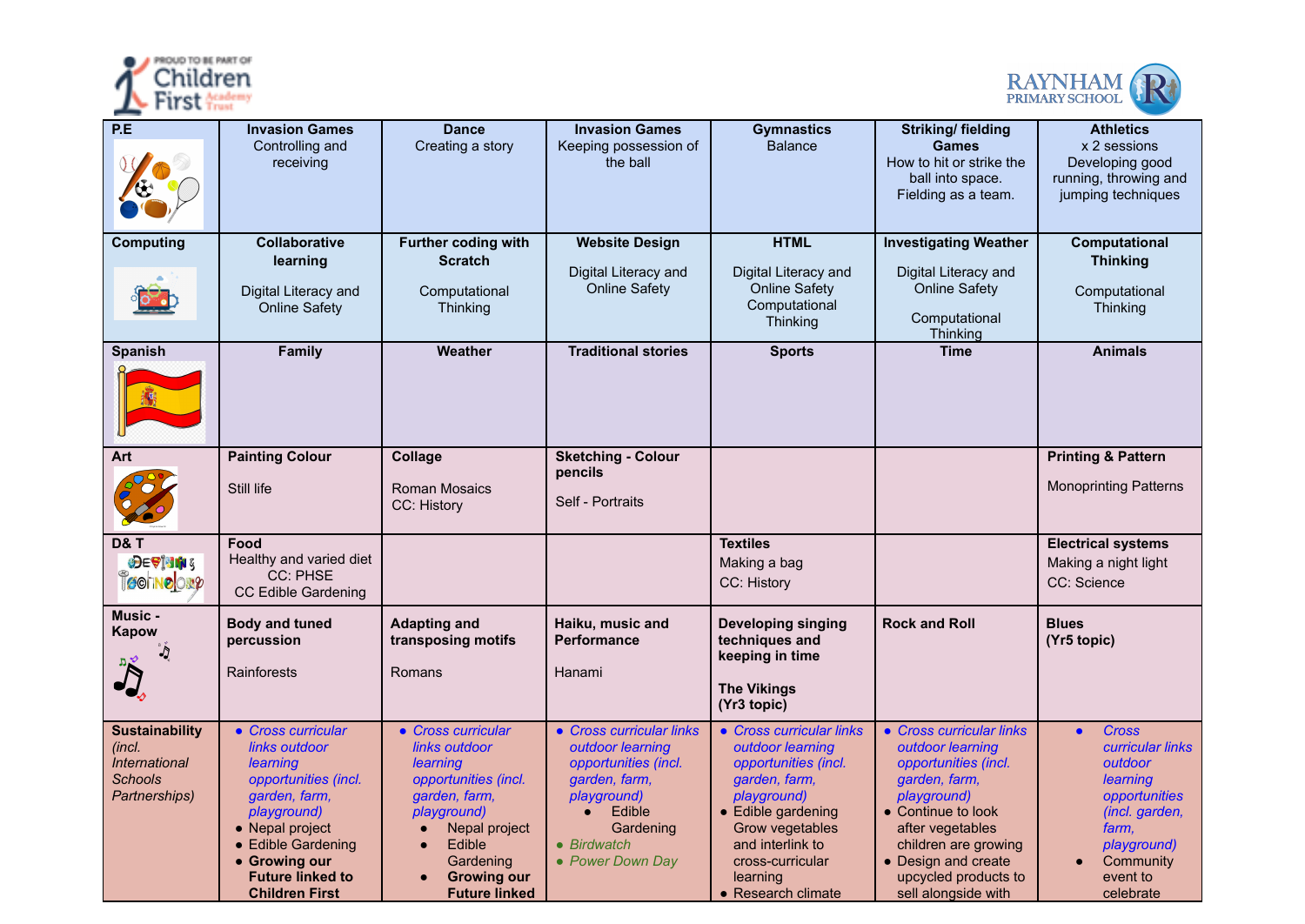| P.E | Invasion Games<br>Controlling and receiving | Dance<br>Creating a story | Invasion Games<br>Keeping possession of the ball | Gymnastics<br>Balance | Striking/ fielding Games<br>How to hit or strike the ball into space.<br>Fielding as a team. | Athletics<br>x 2 sessions<br>Developing good running, throwing and jumping techniques |
|---|---|---|---|---|---|---|
| **Computing** | **Collaborative learning**<br><br>Digital Literacy and Online Safety | **Further coding with Scratch**<br><br>Computational Thinking | **Website Design**<br><br>Digital Literacy and Online Safety | **HTML**<br><br>Digital Literacy and Online Safety<br>Computational Thinking | **Investigating Weather**<br><br>Digital Literacy and Online Safety<br><br>Computational Thinking | **Computational Thinking**<br><br>Computational Thinking |
| **Spanish** | **Family** | **Weather** | **Traditional stories** | **Sports** | **Time** | **Animals** |
| **Art** | **Painting Colour**<br><br>Still life | **Collage**<br><br>Roman Mosaics<br>CC: History | **Sketching - Colour pencils**<br><br>Self - Portraits | | | **Printing & Pattern**<br><br>Monoprinting Patterns |
| **D& T** | **Food**<br>Healthy and varied diet<br>CC: PHSE<br>CC Edible Gardening | | | **Textiles**<br>Making a bag<br>CC: History | | **Electrical systems**<br>Making a night light<br>CC: Science |
| **Music - Kapow** | **Body and tuned percussion**<br><br>Rainforests | **Adapting and transposing motifs**<br><br>Romans | **Haiku, music and Performance**<br><br>Hanami | **Developing singing techniques and keeping in time**<br><br>**The Vikings (Yr3 topic)** | **Rock and Roll** | **Blues (Yr5 topic)** |
| **Sustainability** *(incl. International Schools Partnerships)* | • *Cross curricular links outdoor learning opportunities (incl. garden, farm, playground)*<br>• Nepal project<br>• Edible Gardening<br>• **Growing our Future linked to Children First** | • *Cross curricular links outdoor learning opportunities (incl. garden, farm, playground)*<br>• Nepal project<br>• Edible Gardening<br>• **Growing our Future linked** | • *Cross curricular links outdoor learning opportunities (incl. garden, farm, playground)*<br>• Edible Gardening<br>• *Birdwatch*<br>• *Power Down Day* | • *Cross curricular links outdoor learning opportunities (incl. garden, farm, playground)*<br>• Edible gardening Grow vegetables and interlink to cross-curricular learning<br>• Research climate | • *Cross curricular links outdoor learning opportunities (incl. garden, farm, playground)*<br>• Continue to look after vegetables children are growing<br>• Design and create upcycled products to sell alongside with | • *Cross curricular links outdoor learning opportunities (incl. garden, farm, playground)*<br>• Community event to celebrate |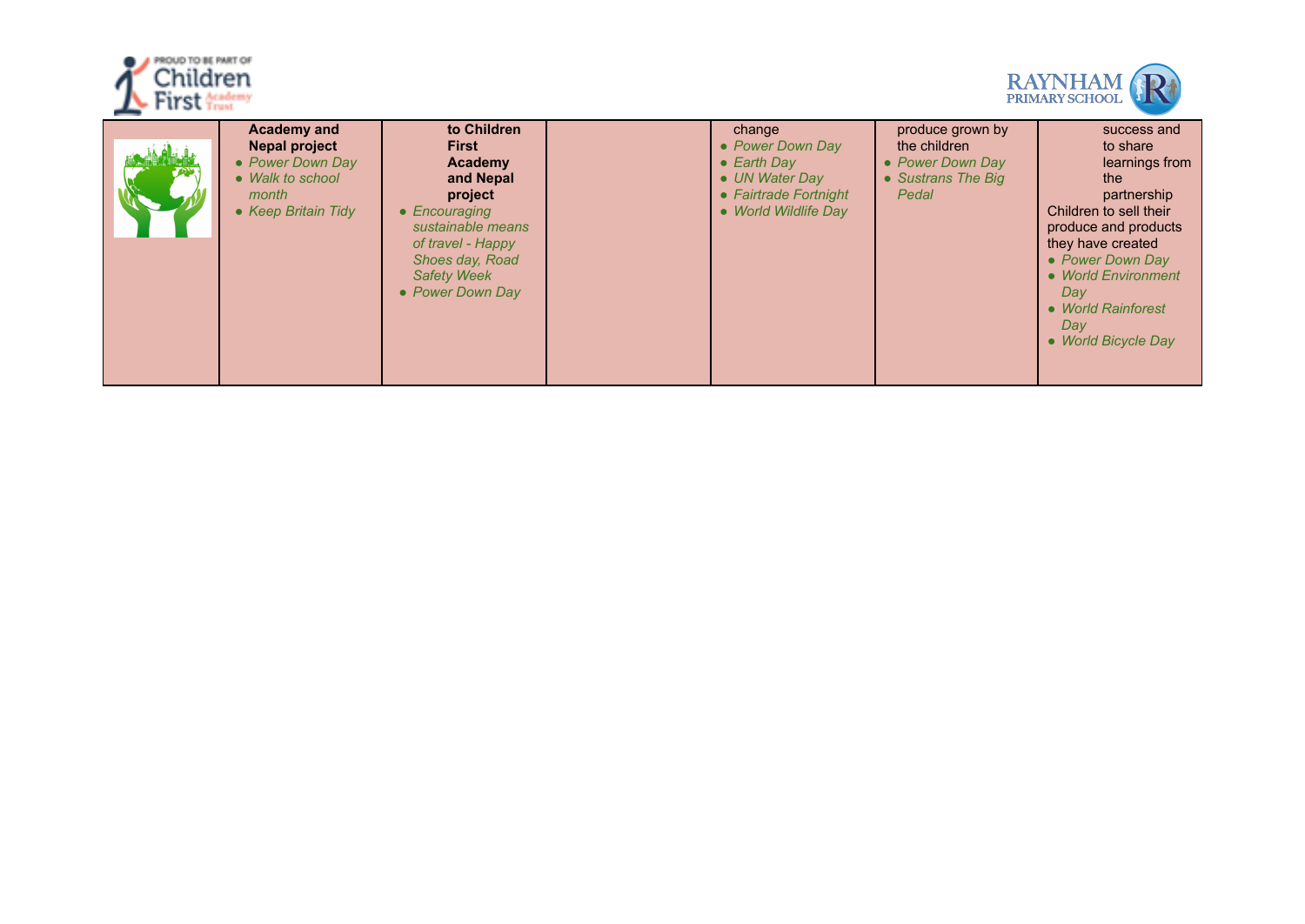| | | | | | | |
|---|---|---|---|---|---|---|
| | **Academy and Nepal project**<br>• *Power Down Day*<br>• *Walk to school month*<br>• *Keep Britain Tidy* | **to Children First Academy and Nepal project**<br>• *Encouraging sustainable means of travel - Happy Shoes day, Road Safety Week*<br>• *Power Down Day* | | change<br>• *Power Down Day*<br>• *Earth Day*<br>• *UN Water Day*<br>• *Fairtrade Fortnight*<br>• *World Wildlife Day* | produce grown by the children<br>• *Power Down Day*<br>• *Sustrans The Big Pedal* | success and to share learnings from the partnership<br>Children to sell their produce and products they have created<br>• *Power Down Day*<br>• *World Environment Day*<br>• *World Rainforest Day*<br>• *World Bicycle Day* |